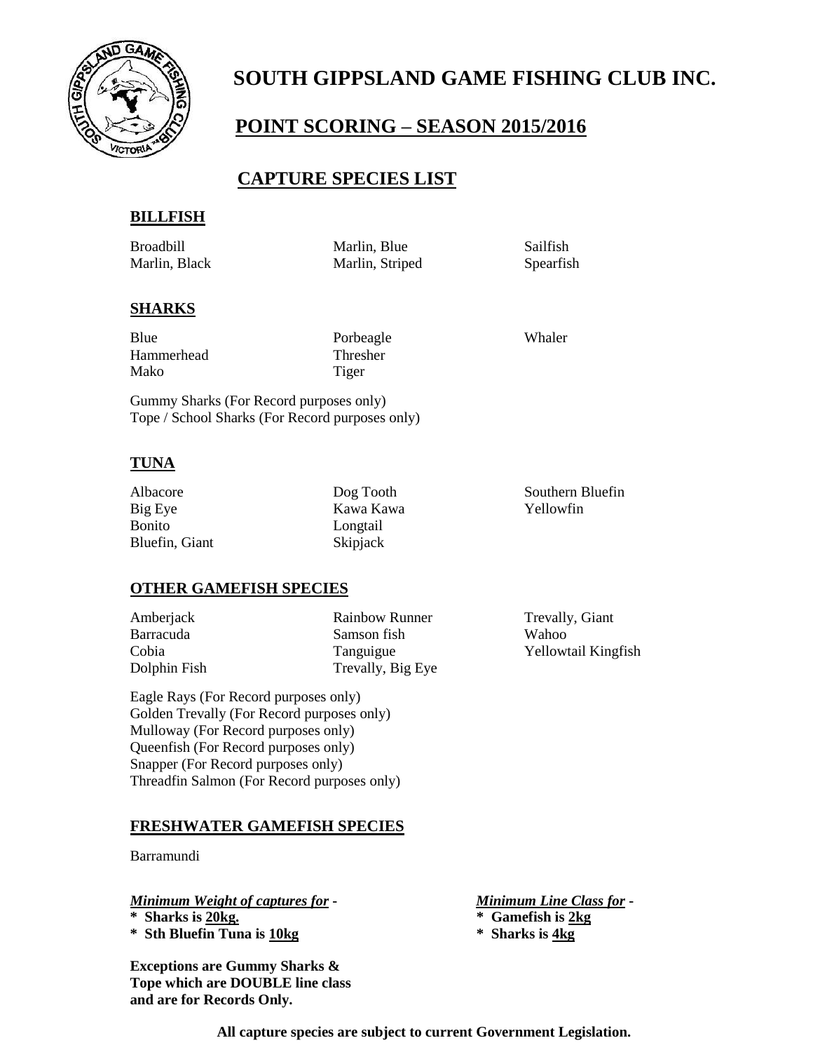# SOUTH GIPPSLAND GAME FISHING CLUB INC.

## POINT SCORING – SEASON 2015/2016

## CAPTURE SPECIES LIST

### BILLFISH

Broadbill
Marlin, Black
Marlin, Blue
Marlin, Striped
Sailfish
Spearfish

### SHARKS

Blue
Hammerhead
Mako
Porbeagle
Thresher
Tiger
Whaler

Gummy Sharks (For Record purposes only)
Tope / School Sharks (For Record purposes only)

### TUNA

Albacore
Big Eye
Bonito
Bluefin, Giant
Dog Tooth
Kawa Kawa
Longtail
Skipjack
Southern Bluefin
Yellowfin

### OTHER GAMEFISH SPECIES

Amberjack
Barracuda
Cobia
Dolphin Fish
Rainbow Runner
Samson fish
Tanguigue
Trevally, Big Eye
Trevally, Giant
Wahoo
Yellowtail Kingfish

Eagle Rays (For Record purposes only)
Golden Trevally (For Record purposes only)
Mulloway (For Record purposes only)
Queenfish (For Record purposes only)
Snapper (For Record purposes only)
Threadfin Salmon (For Record purposes only)

### FRESHWATER GAMEFISH SPECIES

Barramundi

***Minimum Weight of captures for*** -
**\* Sharks is 20kg.**
**\* Sth Bluefin Tuna is 10kg**

***Minimum Line Class for*** -
**\* Gamefish is 2kg**
**\* Sharks is 4kg**

**Exceptions are Gummy Sharks & Tope which are DOUBLE line class and are for Records Only.**

**All capture species are subject to current Government Legislation.**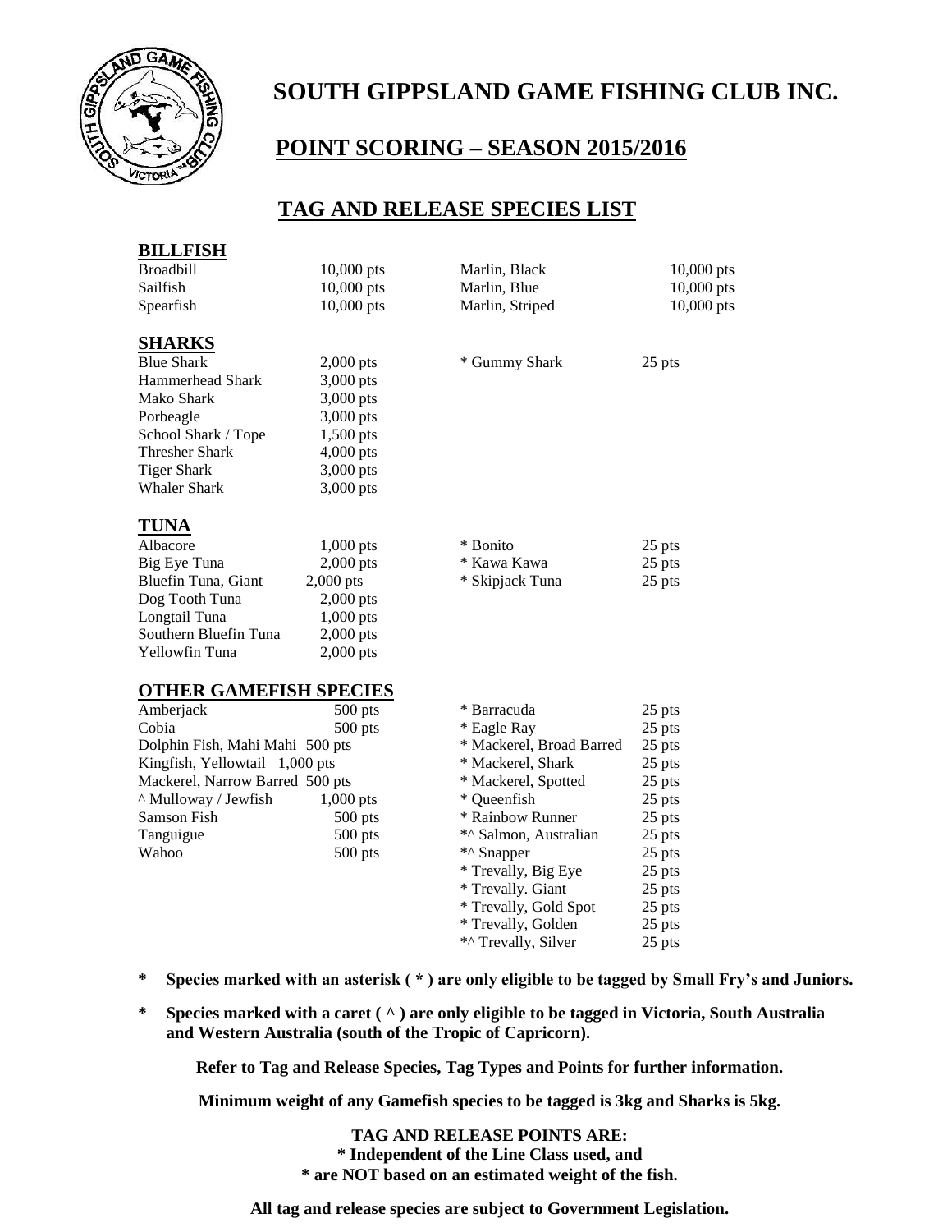# SOUTH GIPPSLAND GAME FISHING CLUB INC.

## POINT SCORING – SEASON 2015/2016

## TAG AND RELEASE SPECIES LIST

### BILLFISH

| | | | |
|---|---|---|---|
| Broadbill | 10,000 pts | Marlin, Black | 10,000 pts |
| Sailfish | 10,000 pts | Marlin, Blue | 10,000 pts |
| Spearfish | 10,000 pts | Marlin, Striped | 10,000 pts |

### SHARKS

| | | | |
|---|---|---|---|
| Blue Shark | 2,000 pts | * Gummy Shark | 25 pts |
| Hammerhead Shark | 3,000 pts | | |
| Mako Shark | 3,000 pts | | |
| Porbeagle | 3,000 pts | | |
| School Shark / Tope | 1,500 pts | | |
| Thresher Shark | 4,000 pts | | |
| Tiger Shark | 3,000 pts | | |
| Whaler Shark | 3,000 pts | | |

### TUNA

| | | | |
|---|---|---|---|
| Albacore | 1,000 pts | * Bonito | 25 pts |
| Big Eye Tuna | 2,000 pts | * Kawa Kawa | 25 pts |
| Bluefin Tuna, Giant | 2,000 pts | * Skipjack Tuna | 25 pts |
| Dog Tooth Tuna | 2,000 pts | | |
| Longtail Tuna | 1,000 pts | | |
| Southern Bluefin Tuna | 2,000 pts | | |
| Yellowfin Tuna | 2,000 pts | | |

### OTHER GAMEFISH SPECIES

| | | | |
|---|---|---|---|
| Amberjack | 500 pts | * Barracuda | 25 pts |
| Cobia | 500 pts | * Eagle Ray | 25 pts |
| Dolphin Fish, Mahi Mahi | 500 pts | * Mackerel, Broad Barred | 25 pts |
| Kingfish, Yellowtail | 1,000 pts | * Mackerel, Shark | 25 pts |
| Mackerel, Narrow Barred | 500 pts | * Mackerel, Spotted | 25 pts |
| ^ Mulloway / Jewfish | 1,000 pts | * Queenfish | 25 pts |
| Samson Fish | 500 pts | * Rainbow Runner | 25 pts |
| Tanguigue | 500 pts | *^ Salmon, Australian | 25 pts |
| Wahoo | 500 pts | *^ Snapper | 25 pts |
| | | * Trevally, Big Eye | 25 pts |
| | | * Trevally. Giant | 25 pts |
| | | * Trevally, Gold Spot | 25 pts |
| | | * Trevally, Golden | 25 pts |
| | | *^ Trevally, Silver | 25 pts |

- **Species marked with an asterisk ( * ) are only eligible to be tagged by Small Fry's and Juniors.**
- **Species marked with a caret ( ^ ) are only eligible to be tagged in Victoria, South Australia and Western Australia (south of the Tropic of Capricorn).**

**Refer to Tag and Release Species, Tag Types and Points for further information.**

**Minimum weight of any Gamefish species to be tagged is 3kg and Sharks is 5kg.**

**TAG AND RELEASE POINTS ARE:**
**\* Independent of the Line Class used, and**
**\* are NOT based on an estimated weight of the fish.**

**All tag and release species are subject to Government Legislation.**